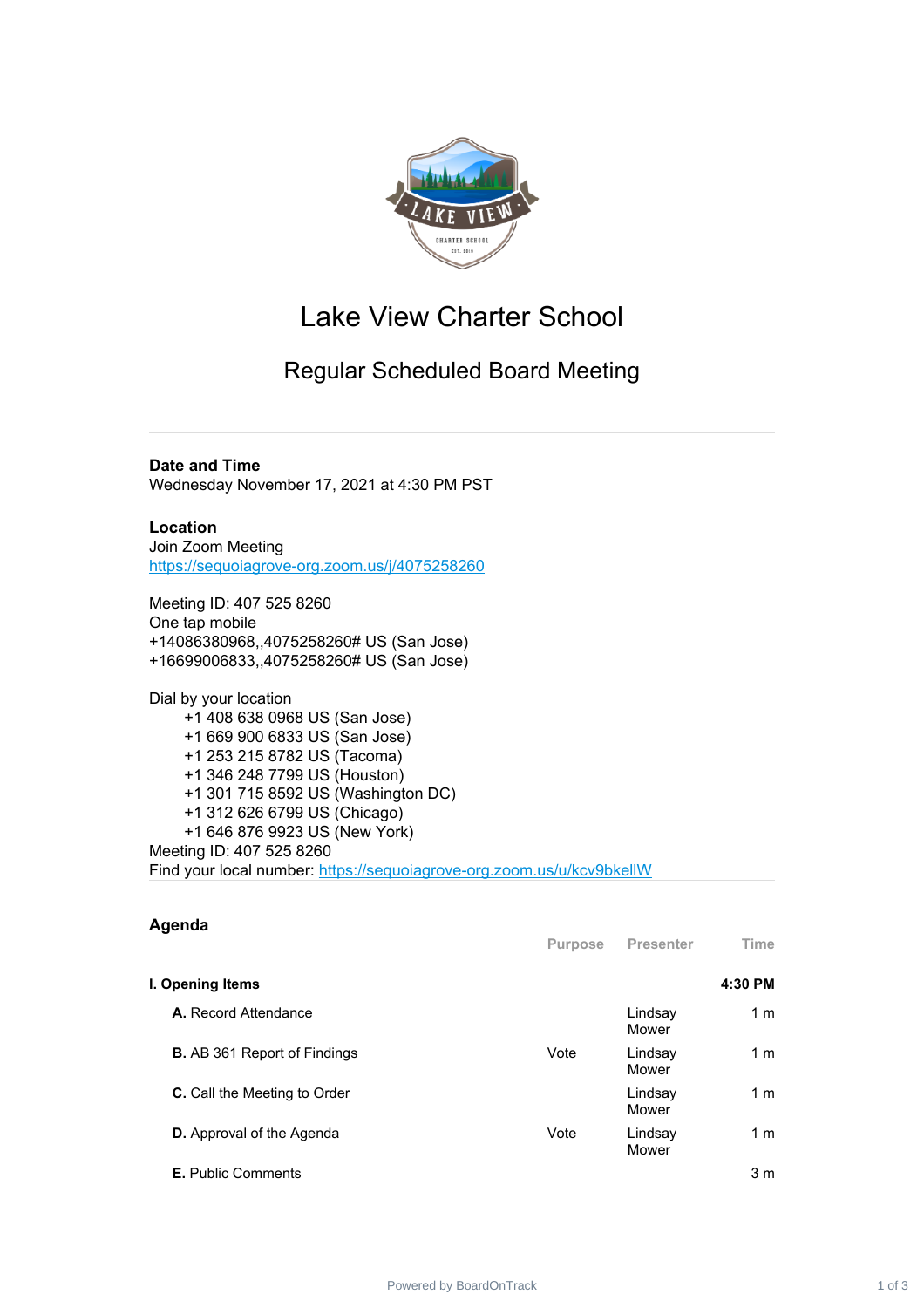# Lake View Charter School

## Regular Scheduled Board Meeting

**Date and Time**
Wednesday November 17, 2021 at 4:30 PM PST

**Location**
Join Zoom Meeting
https://sequoiagrove-org.zoom.us/j/4075258260

Meeting ID: 407 525 8260
One tap mobile
+14086380968,,4075258260# US (San Jose)
+16699006833,,4075258260# US (San Jose)

Dial by your location
+1 408 638 0968 US (San Jose)
+1 669 900 6833 US (San Jose)
+1 253 215 8782 US (Tacoma)
+1 346 248 7799 US (Houston)
+1 301 715 8592 US (Washington DC)
+1 312 626 6799 US (Chicago)
+1 646 876 9923 US (New York)
Meeting ID: 407 525 8260
Find your local number: https://sequoiagrove-org.zoom.us/u/kcv9bkellW

## Agenda

| | Purpose | Presenter | Time |
|---|---|---|---|
| **I. Opening Items** | | | **4:30 PM** |
| **A.** Record Attendance | | Lindsay Mower | 1 m |
| **B.** AB 361 Report of Findings | Vote | Lindsay Mower | 1 m |
| **C.** Call the Meeting to Order | | Lindsay Mower | 1 m |
| **D.** Approval of the Agenda | Vote | Lindsay Mower | 1 m |
| **E.** Public Comments | | | 3 m |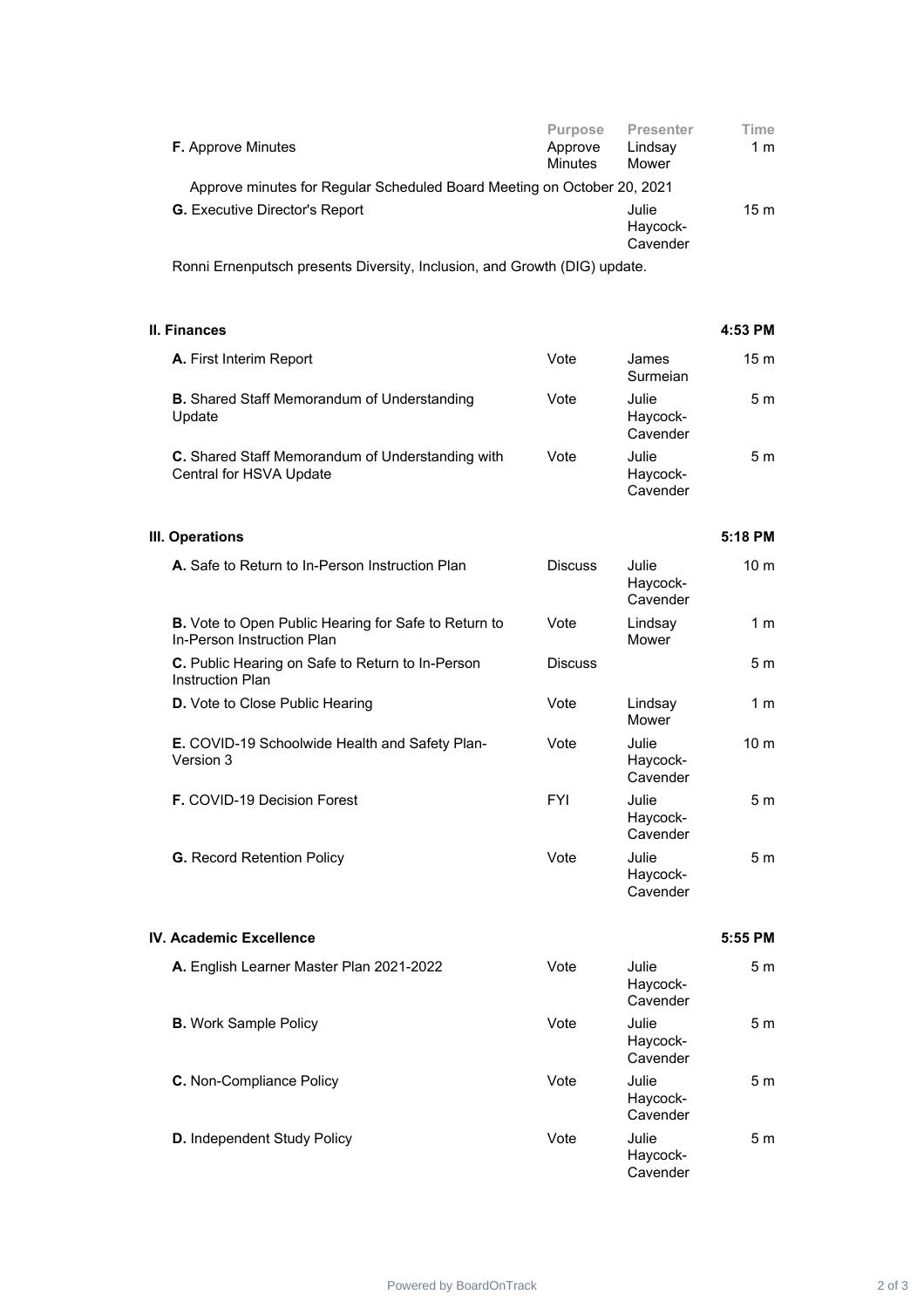| | Purpose | Presenter | Time |
| --- | --- | --- | --- |
| **F.** Approve Minutes | Approve Minutes | Lindsay Mower | 1 m |

Approve minutes for Regular Scheduled Board Meeting on October 20, 2021

| | Purpose | Presenter | Time |
| --- | --- | --- | --- |
| **G.** Executive Director's Report | | Julie Haycock-Cavender | 15 m |

Ronni Ernenputsch presents Diversity, Inclusion, and Growth (DIG) update.

## II. Finances — 4:53 PM

| | Purpose | Presenter | Time |
| --- | --- | --- | --- |
| **A.** First Interim Report | Vote | James Surmeian | 15 m |
| **B.** Shared Staff Memorandum of Understanding Update | Vote | Julie Haycock-Cavender | 5 m |
| **C.** Shared Staff Memorandum of Understanding with Central for HSVA Update | Vote | Julie Haycock-Cavender | 5 m |

## III. Operations — 5:18 PM

| | Purpose | Presenter | Time |
| --- | --- | --- | --- |
| **A.** Safe to Return to In-Person Instruction Plan | Discuss | Julie Haycock-Cavender | 10 m |
| **B.** Vote to Open Public Hearing for Safe to Return to In-Person Instruction Plan | Vote | Lindsay Mower | 1 m |
| **C.** Public Hearing on Safe to Return to In-Person Instruction Plan | Discuss | | 5 m |
| **D.** Vote to Close Public Hearing | Vote | Lindsay Mower | 1 m |
| **E.** COVID-19 Schoolwide Health and Safety Plan-Version 3 | Vote | Julie Haycock-Cavender | 10 m |
| **F.** COVID-19 Decision Forest | FYI | Julie Haycock-Cavender | 5 m |
| **G.** Record Retention Policy | Vote | Julie Haycock-Cavender | 5 m |

## IV. Academic Excellence — 5:55 PM

| | Purpose | Presenter | Time |
| --- | --- | --- | --- |
| **A.** English Learner Master Plan 2021-2022 | Vote | Julie Haycock-Cavender | 5 m |
| **B.** Work Sample Policy | Vote | Julie Haycock-Cavender | 5 m |
| **C.** Non-Compliance Policy | Vote | Julie Haycock-Cavender | 5 m |
| **D.** Independent Study Policy | Vote | Julie Haycock-Cavender | 5 m |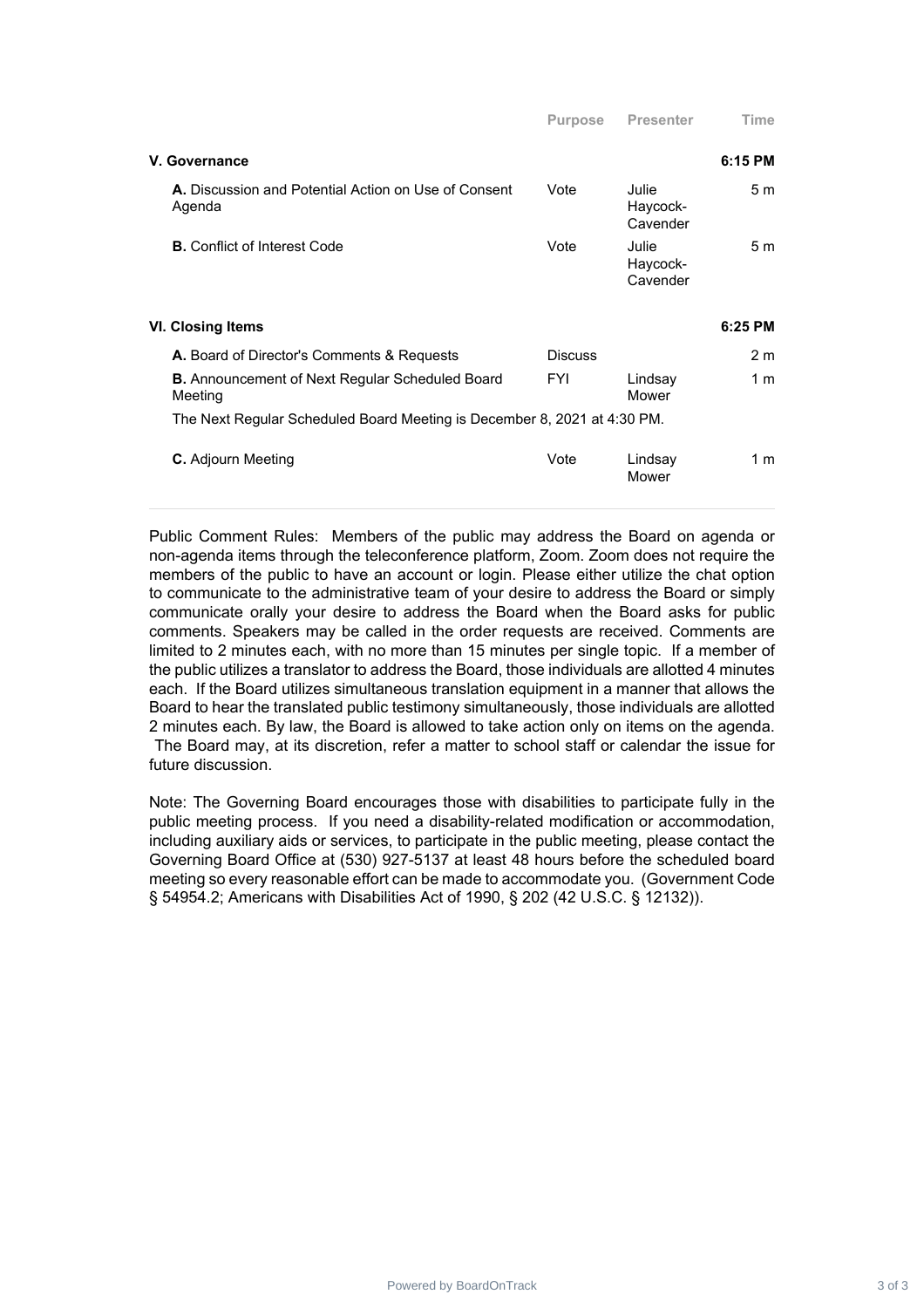| | Purpose | Presenter | Time |
|---|---|---|---|
| **V. Governance** | | | **6:15 PM** |
| **A.** Discussion and Potential Action on Use of Consent Agenda | Vote | Julie Haycock-Cavender | 5 m |
| **B.** Conflict of Interest Code | Vote | Julie Haycock-Cavender | 5 m |
| **VI. Closing Items** | | | **6:25 PM** |
| **A.** Board of Director's Comments & Requests | Discuss | | 2 m |
| **B.** Announcement of Next Regular Scheduled Board Meeting | FYI | Lindsay Mower | 1 m |
| The Next Regular Scheduled Board Meeting is December 8, 2021 at 4:30 PM. | | | |
| **C.** Adjourn Meeting | Vote | Lindsay Mower | 1 m |

Public Comment Rules: Members of the public may address the Board on agenda or non-agenda items through the teleconference platform, Zoom. Zoom does not require the members of the public to have an account or login. Please either utilize the chat option to communicate to the administrative team of your desire to address the Board or simply communicate orally your desire to address the Board when the Board asks for public comments. Speakers may be called in the order requests are received. Comments are limited to 2 minutes each, with no more than 15 minutes per single topic. If a member of the public utilizes a translator to address the Board, those individuals are allotted 4 minutes each. If the Board utilizes simultaneous translation equipment in a manner that allows the Board to hear the translated public testimony simultaneously, those individuals are allotted 2 minutes each. By law, the Board is allowed to take action only on items on the agenda. The Board may, at its discretion, refer a matter to school staff or calendar the issue for future discussion.

Note: The Governing Board encourages those with disabilities to participate fully in the public meeting process. If you need a disability-related modification or accommodation, including auxiliary aids or services, to participate in the public meeting, please contact the Governing Board Office at (530) 927-5137 at least 48 hours before the scheduled board meeting so every reasonable effort can be made to accommodate you. (Government Code § 54954.2; Americans with Disabilities Act of 1990, § 202 (42 U.S.C. § 12132)).